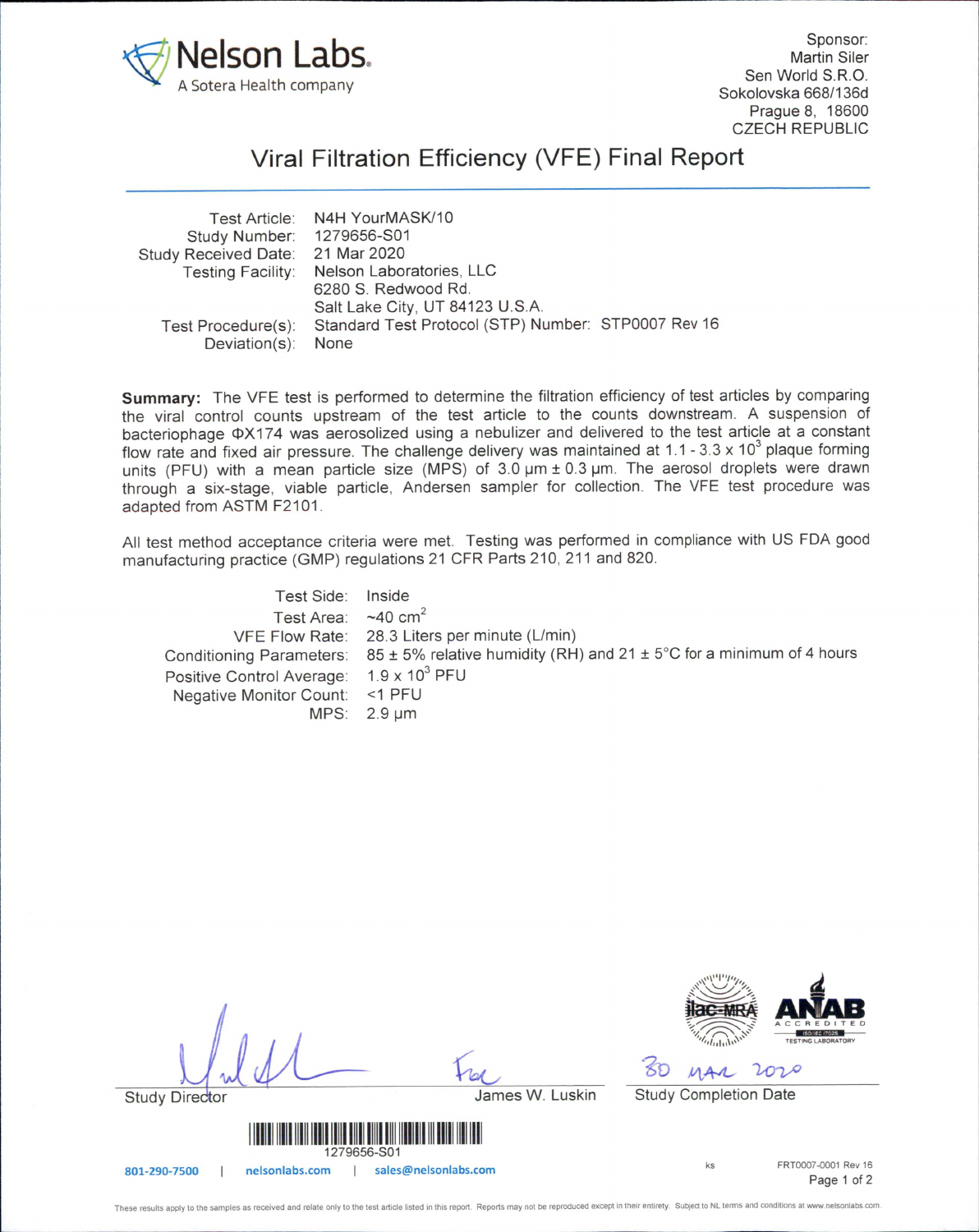Nelson Labs
A Sotera Health company

Sponsor:
Martin Siler
Sen World S.R.O.
Sokolovska 668/136d
Prague 8, 18600
CZECH REPUBLIC

# Viral Filtration Efficiency (VFE) Final Report

| | |
|---|---|
| Test Article: | N4H YourMASK/10 |
| Study Number: | 1279656-S01 |
| Study Received Date: | 21 Mar 2020 |
| Testing Facility: | Nelson Laboratories, LLC<br>6280 S. Redwood Rd.<br>Salt Lake City, UT 84123 U.S.A. |
| Test Procedure(s): | Standard Test Protocol (STP) Number: STP0007 Rev 16 |
| Deviation(s): | None |

**Summary:** The VFE test is performed to determine the filtration efficiency of test articles by comparing the viral control counts upstream of the test article to the counts downstream. A suspension of bacteriophage ΦX174 was aerosolized using a nebulizer and delivered to the test article at a constant flow rate and fixed air pressure. The challenge delivery was maintained at $1.1 - 3.3 \times 10^3$ plaque forming units (PFU) with a mean particle size (MPS) of 3.0 µm ± 0.3 µm. The aerosol droplets were drawn through a six-stage, viable particle, Andersen sampler for collection. The VFE test procedure was adapted from ASTM F2101.

All test method acceptance criteria were met. Testing was performed in compliance with US FDA good manufacturing practice (GMP) regulations 21 CFR Parts 210, 211 and 820.

| | |
|---|---|
| Test Side: | Inside |
| Test Area: | ~40 $cm^2$ |
| VFE Flow Rate: | 28.3 Liters per minute (L/min) |
| Conditioning Parameters: | 85 ± 5% relative humidity (RH) and 21 ± 5°C for a minimum of 4 hours |
| Positive Control Average: | $1.9 \times 10^3$ PFU |
| Negative Monitor Count: | <1 PFU |
| MPS: | 2.9 µm |

Study Director

For James W. Luskin

30 MAR 2020
Study Completion Date

1279656-S01

801-290-7500 | nelsonlabs.com | sales@nelsonlabs.com

ks

FRT0007-0001 Rev 16

These results apply to the samples as received and relate only to the test article listed in this report. Reports may not be reproduced except in their entirety. Subject to NL terms and conditions at www.nelsonlabs.com.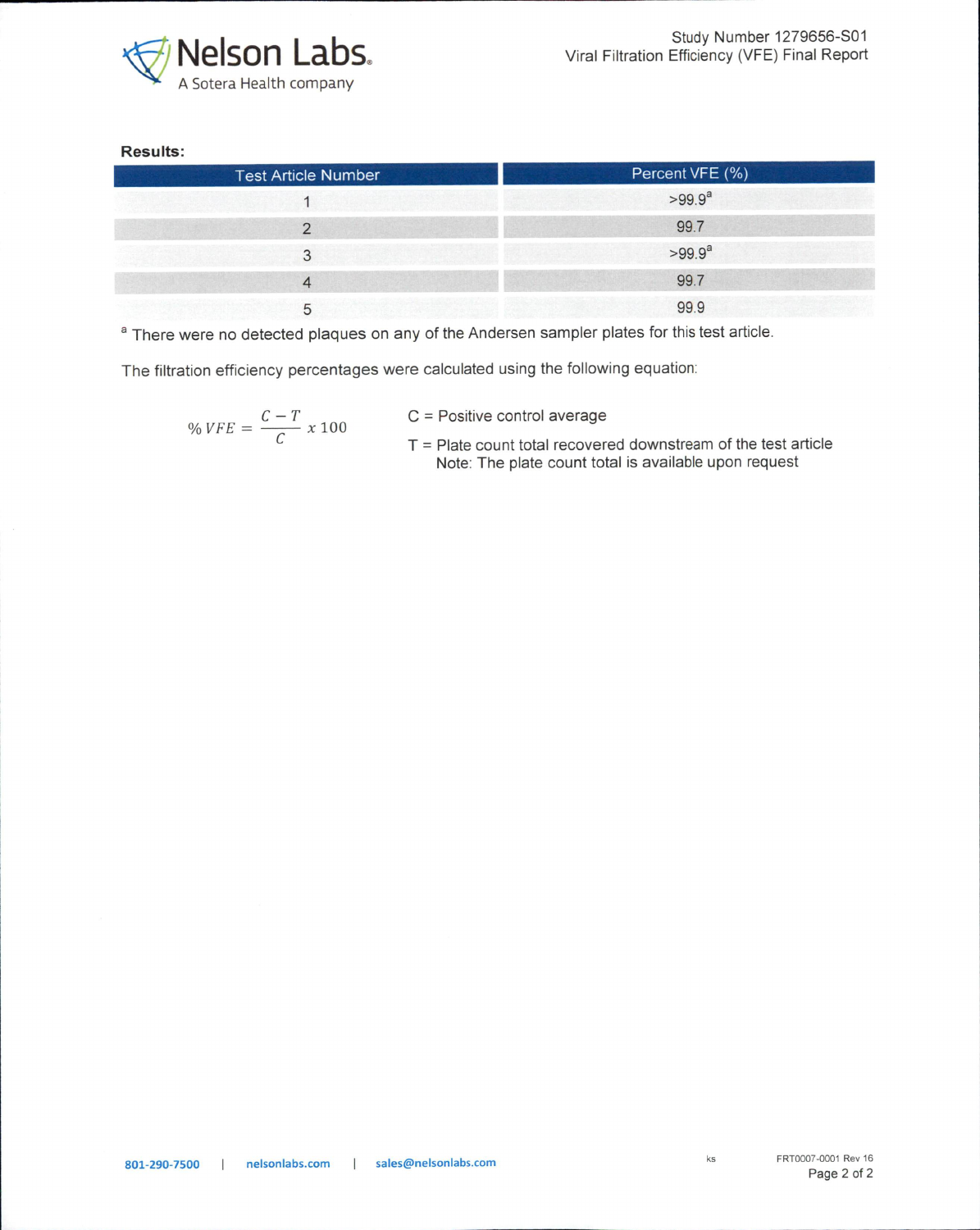**Results:**

| Test Article Number | Percent VFE (%) |
|---|---|
| 1 | >99.9[a] |
| 2 | 99.7 |
| 3 | >99.9[a] |
| 4 | 99.7 |
| 5 | 99.9 |

[a] There were no detected plaques on any of the Andersen sampler plates for this test article.

The filtration efficiency percentages were calculated using the following equation:

$$\% \, VFE = \frac{C - T}{C} \, x \, 100$$

C = Positive control average

T = Plate count total recovered downstream of the test article
Note: The plate count total is available upon request